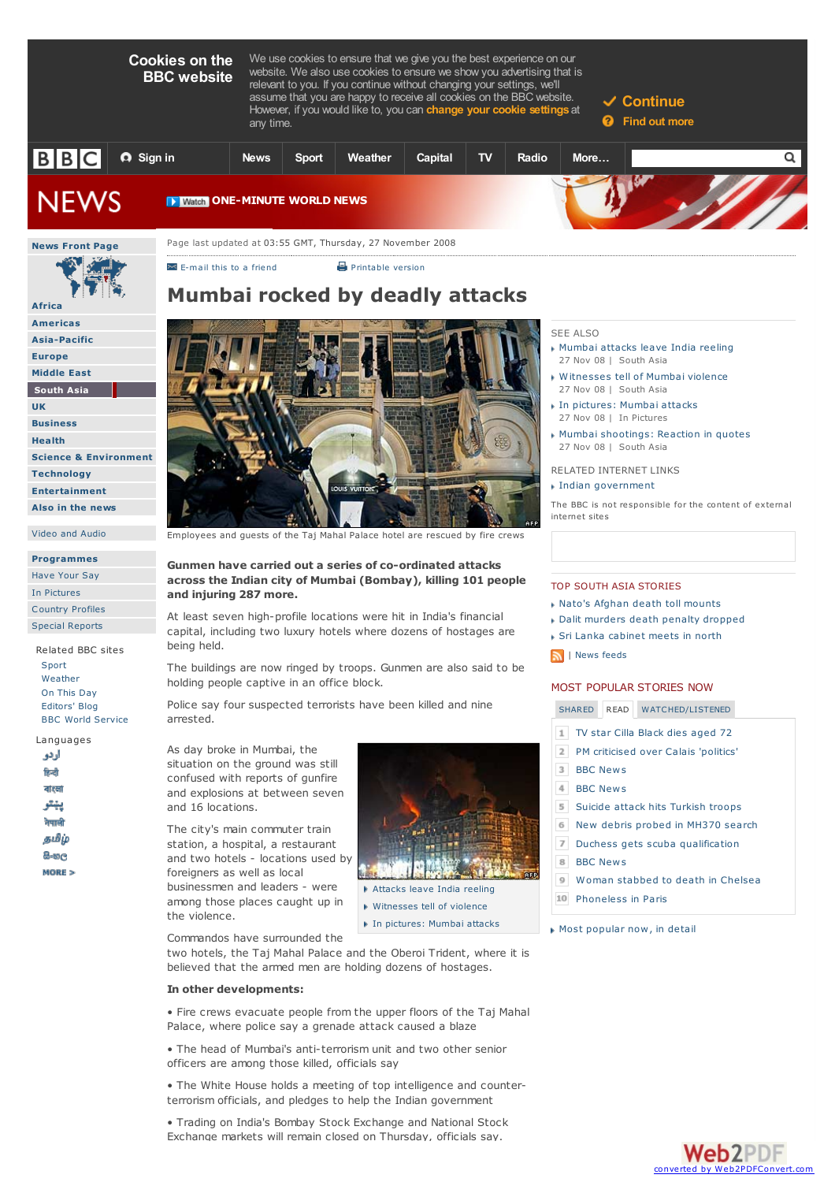**Cookies on the BBC website**

We use cookies to ensure that we give you the best experience on our website. We also use cookies to ensure we show you advertising that is relevant to you. If you continue without changing your settings, we'll assume that you are happy to receive all cookies on the BBC website. However, if you would like to, you can **change your cookie settings** at any time.

✔ Continue

Find out more

BBC | Sign in | News | Sport | Weather | Capital | TV | Radio | More…

NEWS

Watch ONE-MINUTE WORLD NEWS

- News Front Page
- Africa
- Americas
- Asia-Pacific
- Europe
- Middle East
- South Asia
- UK
- Business
- Health
- Science & Environment
- Technology
- Entertainment
- Also in the news
- Video and Audio
- Programmes
- Have Your Say
- In Pictures
- Country Profiles
- Special Reports

Related BBC sites
- Sport
- Weather
- On This Day
- Editors' Blog
- BBC World Service

Languages
- اردو
- हिन्दी
- বাংলা
- پښتو
- नेपाली
- தமிழ்
- සිංහල
- MORE >

Page last updated at 03:55 GMT, Thursday, 27 November 2008

E-mail this to a friend | Printable version

# Mumbai rocked by deadly attacks

Employees and guests of the Taj Mahal Palace hotel are rescued by fire crews

**Gunmen have carried out a series of co-ordinated attacks across the Indian city of Mumbai (Bombay), killing 101 people and injuring 287 more.**

At least seven high-profile locations were hit in India's financial capital, including two luxury hotels where dozens of hostages are being held.

The buildings are now ringed by troops. Gunmen are also said to be holding people captive in an office block.

Police say four suspected terrorists have been killed and nine arrested.

As day broke in Mumbai, the situation on the ground was still confused with reports of gunfire and explosions at between seven and 16 locations.

- Attacks leave India reeling
- Witnesses tell of violence
- In pictures: Mumbai attacks

The city's main commuter train station, a hospital, a restaurant and two hotels - locations used by foreigners as well as local businessmen and leaders - were among those places caught up in the violence.

Commandos have surrounded the two hotels, the Taj Mahal Palace and the Oberoi Trident, where it is believed that the armed men are holding dozens of hostages.

**In other developments:**

• Fire crews evacuate people from the upper floors of the Taj Mahal Palace, where police say a grenade attack caused a blaze

• The head of Mumbai's anti-terrorism unit and two other senior officers are among those killed, officials say

• The White House holds a meeting of top intelligence and counter-terrorism officials, and pledges to help the Indian government

• Trading on India's Bombay Stock Exchange and National Stock Exchange markets will remain closed on Thursday, officials say.

SEE ALSO
- Mumbai attacks leave India reeling
  27 Nov 08 | South Asia
- Witnesses tell of Mumbai violence
  27 Nov 08 | South Asia
- In pictures: Mumbai attacks
  27 Nov 08 | In Pictures
- Mumbai shootings: Reaction in quotes
  27 Nov 08 | South Asia

RELATED INTERNET LINKS
- Indian government

The BBC is not responsible for the content of external internet sites

TOP SOUTH ASIA STORIES
- Nato's Afghan death toll mounts
- Dalit murders death penalty dropped
- Sri Lanka cabinet meets in north

| News feeds

MOST POPULAR STORIES NOW

SHARED | READ | WATCHED/LISTENED

1. TV star Cilla Black dies aged 72
2. PM criticised over Calais 'politics'
3. BBC News
4. BBC News
5. Suicide attack hits Turkish troops
6. New debris probed in MH370 search
7. Duchess gets scuba qualification
8. BBC News
9. Woman stabbed to death in Chelsea
10. Phoneless in Paris

- Most popular now, in detail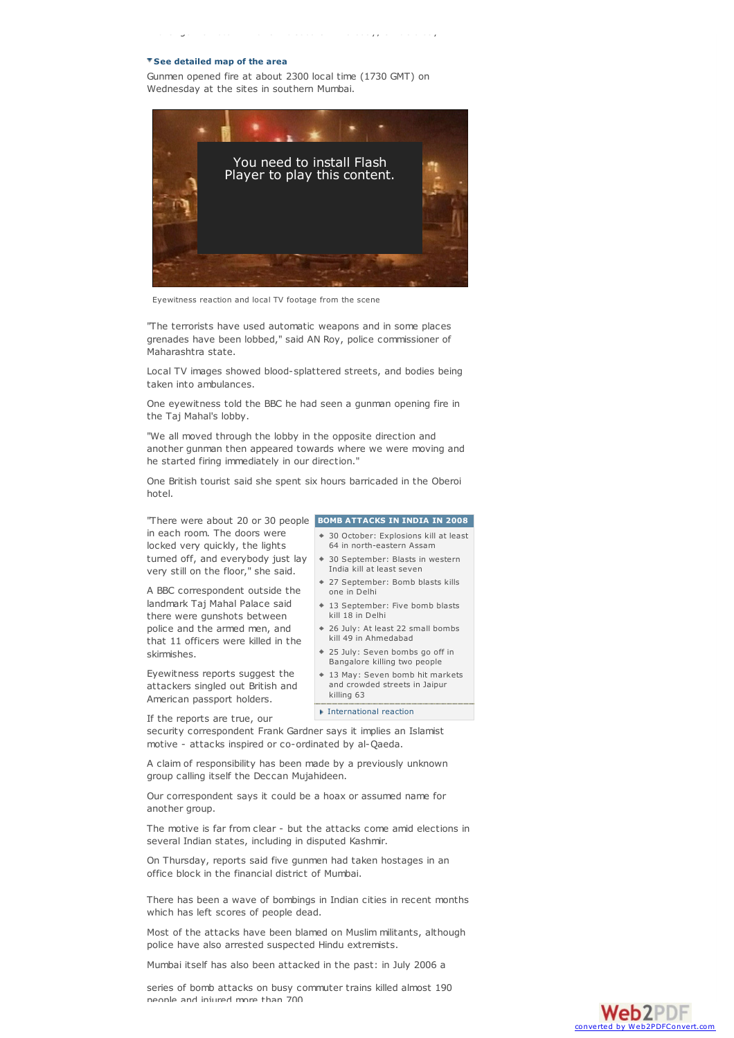▼**See detailed map of the area**

Gunmen opened fire at about 2300 local time (1730 GMT) on Wednesday at the sites in southern Mumbai.

You need to install Flash Player to play this content.

Eyewitness reaction and local TV footage from the scene

"The terrorists have used automatic weapons and in some places grenades have been lobbed," said AN Roy, police commissioner of Maharashtra state.

Local TV images showed blood-splattered streets, and bodies being taken into ambulances.

One eyewitness told the BBC he had seen a gunman opening fire in the Taj Mahal's lobby.

"We all moved through the lobby in the opposite direction and another gunman then appeared towards where we were moving and he started firing immediately in our direction."

One British tourist said she spent six hours barricaded in the Oberoi hotel.

"There were about 20 or 30 people in each room. The doors were locked very quickly, the lights turned off, and everybody just lay very still on the floor," she said.

A BBC correspondent outside the landmark Taj Mahal Palace said there were gunshots between police and the armed men, and that 11 officers were killed in the skirmishes.

Eyewitness reports suggest the attackers singled out British and American passport holders.

If the reports are true, our security correspondent Frank Gardner says it implies an Islamist motive - attacks inspired or co-ordinated by al-Qaeda.

**BOMB ATTACKS IN INDIA IN 2008**

- 30 October: Explosions kill at least 64 in north-eastern Assam
- 30 September: Blasts in western India kill at least seven
- 27 September: Bomb blasts kills one in Delhi
- 13 September: Five bomb blasts kill 18 in Delhi
- 26 July: At least 22 small bombs kill 49 in Ahmedabad
- 25 July: Seven bombs go off in Bangalore killing two people
- 13 May: Seven bomb hit markets and crowded streets in Jaipur killing 63

International reaction

A claim of responsibility has been made by a previously unknown group calling itself the Deccan Mujahideen.

Our correspondent says it could be a hoax or assumed name for another group.

The motive is far from clear - but the attacks come amid elections in several Indian states, including in disputed Kashmir.

On Thursday, reports said five gunmen had taken hostages in an office block in the financial district of Mumbai.

There has been a wave of bombings in Indian cities in recent months which has left scores of people dead.

Most of the attacks have been blamed on Muslim militants, although police have also arrested suspected Hindu extremists.

Mumbai itself has also been attacked in the past: in July 2006 a series of bomb attacks on busy commuter trains killed almost 190 people and injured more than 700.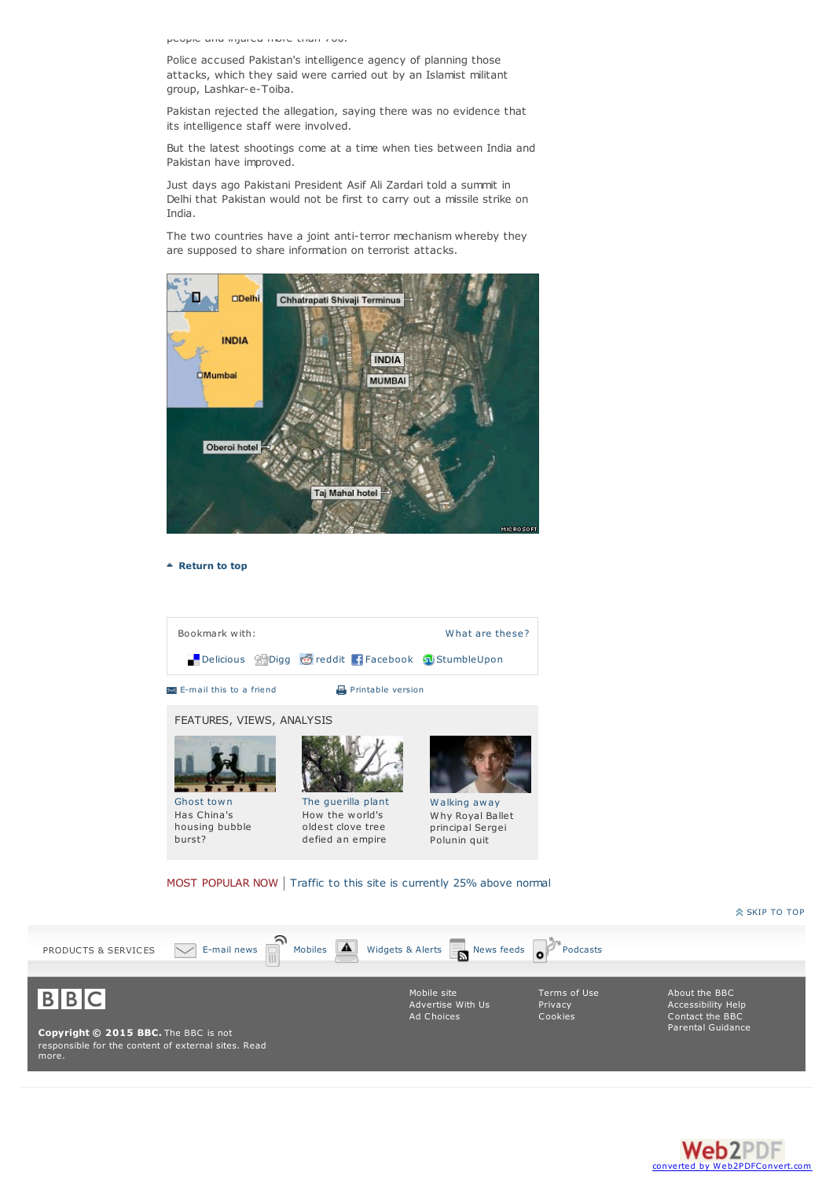people and injured more than 700.

Police accused Pakistan's intelligence agency of planning those attacks, which they said were carried out by an Islamist militant group, Lashkar-e-Toiba.

Pakistan rejected the allegation, saying there was no evidence that its intelligence staff were involved.

But the latest shootings come at a time when ties between India and Pakistan have improved.

Just days ago Pakistani President Asif Ali Zardari told a summit in Delhi that Pakistan would not be first to carry out a missile strike on India.

The two countries have a joint anti-terror mechanism whereby they are supposed to share information on terrorist attacks.

Delhi
INDIA
Mumbai
Chhatrapati Shivaji Terminus
INDIA
MUMBAI
Oberoi hotel
Taj Mahal hotel
MICROSOFT

Return to top

Bookmark with: What are these?

Delicious Digg reddit Facebook StumbleUpon

E-mail this to a friend Printable version

FEATURES, VIEWS, ANALYSIS

**Ghost town**
Has China's housing bubble burst?

**The guerilla plant**
How the world's oldest clove tree defied an empire

**Walking away**
Why Royal Ballet principal Sergei Polunin quit

MOST POPULAR NOW | Traffic to this site is currently 25% above normal

SKIP TO TOP

PRODUCTS & SERVICES E-mail news Mobiles Widgets & Alerts News feeds Podcasts

BBC

**Copyright © 2015 BBC.** The BBC is not responsible for the content of external sites. Read more.

Mobile site
Advertise With Us
Ad Choices

Terms of Use
Privacy
Cookies

About the BBC
Accessibility Help
Contact the BBC
Parental Guidance